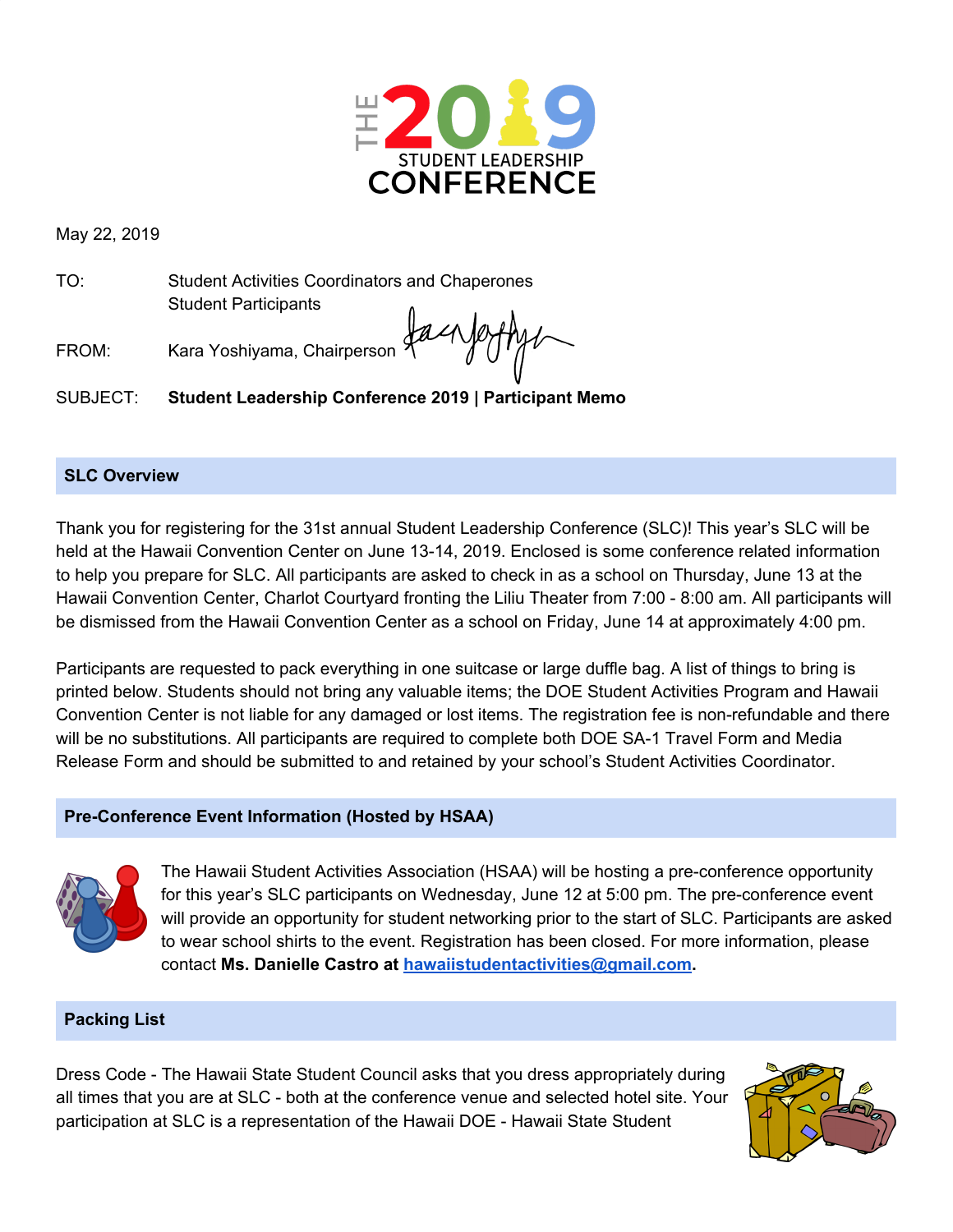# THE 2019 STUDENT LEADERSHIP CONFERENCE

May 22, 2019

TO: Student Activities Coordinators and Chaperones
Student Participants

FROM: Kara Yoshiyama, Chairperson

SUBJECT: **Student Leadership Conference 2019 | Participant Memo**

## SLC Overview

Thank you for registering for the 31st annual Student Leadership Conference (SLC)! This year's SLC will be held at the Hawaii Convention Center on June 13-14, 2019. Enclosed is some conference related information to help you prepare for SLC. All participants are asked to check in as a school on Thursday, June 13 at the Hawaii Convention Center, Charlot Courtyard fronting the Liliu Theater from 7:00 - 8:00 am. All participants will be dismissed from the Hawaii Convention Center as a school on Friday, June 14 at approximately 4:00 pm.

Participants are requested to pack everything in one suitcase or large duffle bag. A list of things to bring is printed below. Students should not bring any valuable items; the DOE Student Activities Program and Hawaii Convention Center is not liable for any damaged or lost items. The registration fee is non-refundable and there will be no substitutions. All participants are required to complete both DOE SA-1 Travel Form and Media Release Form and should be submitted to and retained by your school's Student Activities Coordinator.

## Pre-Conference Event Information (Hosted by HSAA)

The Hawaii Student Activities Association (HSAA) will be hosting a pre-conference opportunity for this year's SLC participants on Wednesday, June 12 at 5:00 pm. The pre-conference event will provide an opportunity for student networking prior to the start of SLC. Participants are asked to wear school shirts to the event. Registration has been closed. For more information, please contact **Ms. Danielle Castro at [hawaiistudentactivities@gmail.com](mailto:hawaiistudentactivities@gmail.com).**

## Packing List

Dress Code - The Hawaii State Student Council asks that you dress appropriately during all times that you are at SLC - both at the conference venue and selected hotel site. Your participation at SLC is a representation of the Hawaii DOE - Hawaii State Student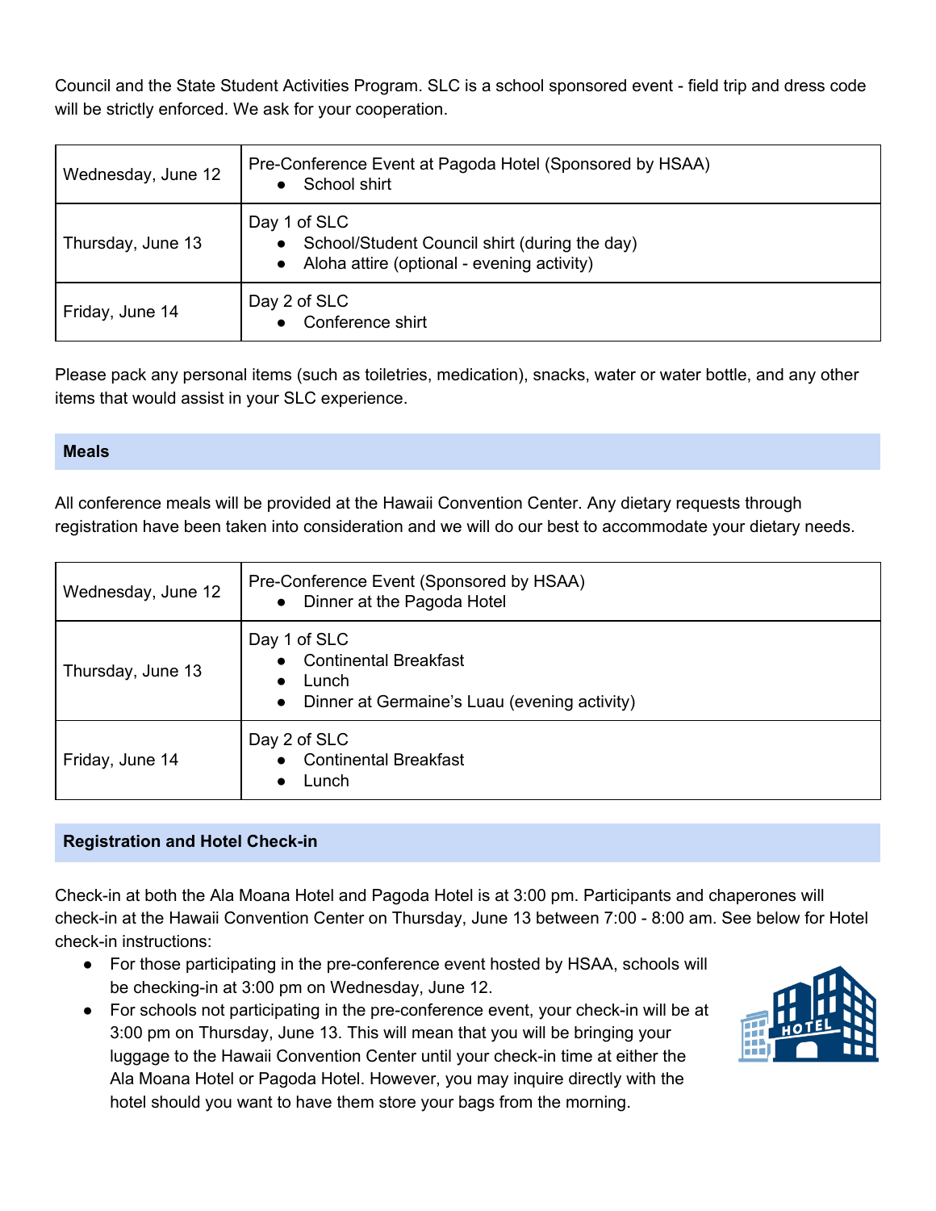Council and the State Student Activities Program. SLC is a school sponsored event - field trip and dress code will be strictly enforced. We ask for your cooperation.

| | |
|---|---|
| Wednesday, June 12 | Pre-Conference Event at Pagoda Hotel (Sponsored by HSAA)<br>• School shirt |
| Thursday, June 13 | Day 1 of SLC<br>• School/Student Council shirt (during the day)<br>• Aloha attire (optional - evening activity) |
| Friday, June 14 | Day 2 of SLC<br>• Conference shirt |

Please pack any personal items (such as toiletries, medication), snacks, water or water bottle, and any other items that would assist in your SLC experience.

## Meals

All conference meals will be provided at the Hawaii Convention Center. Any dietary requests through registration have been taken into consideration and we will do our best to accommodate your dietary needs.

| | |
|---|---|
| Wednesday, June 12 | Pre-Conference Event (Sponsored by HSAA)<br>• Dinner at the Pagoda Hotel |
| Thursday, June 13 | Day 1 of SLC<br>• Continental Breakfast<br>• Lunch<br>• Dinner at Germaine's Luau (evening activity) |
| Friday, June 14 | Day 2 of SLC<br>• Continental Breakfast<br>• Lunch |

## Registration and Hotel Check-in

Check-in at both the Ala Moana Hotel and Pagoda Hotel is at 3:00 pm. Participants and chaperones will check-in at the Hawaii Convention Center on Thursday, June 13 between 7:00 - 8:00 am. See below for Hotel check-in instructions:

- For those participating in the pre-conference event hosted by HSAA, schools will be checking-in at 3:00 pm on Wednesday, June 12.
- For schools not participating in the pre-conference event, your check-in will be at 3:00 pm on Thursday, June 13. This will mean that you will be bringing your luggage to the Hawaii Convention Center until your check-in time at either the Ala Moana Hotel or Pagoda Hotel. However, you may inquire directly with the hotel should you want to have them store your bags from the morning.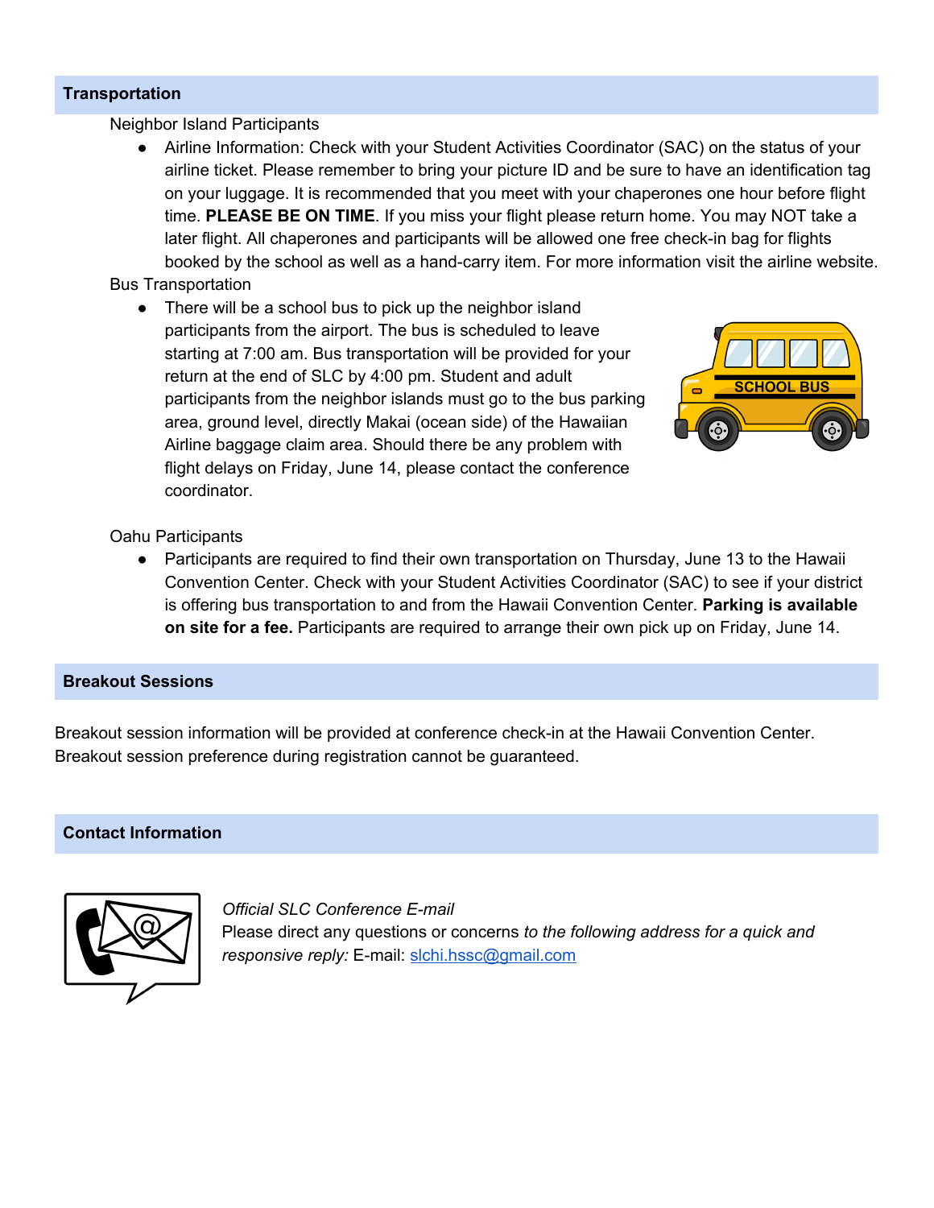## Transportation

Neighbor Island Participants

- Airline Information: Check with your Student Activities Coordinator (SAC) on the status of your airline ticket. Please remember to bring your picture ID and be sure to have an identification tag on your luggage. It is recommended that you meet with your chaperones one hour before flight time. **PLEASE BE ON TIME**. If you miss your flight please return home. You may NOT take a later flight. All chaperones and participants will be allowed one free check-in bag for flights booked by the school as well as a hand-carry item. For more information visit the airline website.

Bus Transportation

- There will be a school bus to pick up the neighbor island participants from the airport. The bus is scheduled to leave starting at 7:00 am. Bus transportation will be provided for your return at the end of SLC by 4:00 pm. Student and adult participants from the neighbor islands must go to the bus parking area, ground level, directly Makai (ocean side) of the Hawaiian Airline baggage claim area. Should there be any problem with flight delays on Friday, June 14, please contact the conference coordinator.

Oahu Participants

- Participants are required to find their own transportation on Thursday, June 13 to the Hawaii Convention Center. Check with your Student Activities Coordinator (SAC) to see if your district is offering bus transportation to and from the Hawaii Convention Center. **Parking is available on site for a fee.** Participants are required to arrange their own pick up on Friday, June 14.

## Breakout Sessions

Breakout session information will be provided at conference check-in at the Hawaii Convention Center. Breakout session preference during registration cannot be guaranteed.

## Contact Information

*Official SLC Conference E-mail*
Please direct any questions or concerns *to the following address for a quick and responsive reply:* E-mail: slchi.hssc@gmail.com